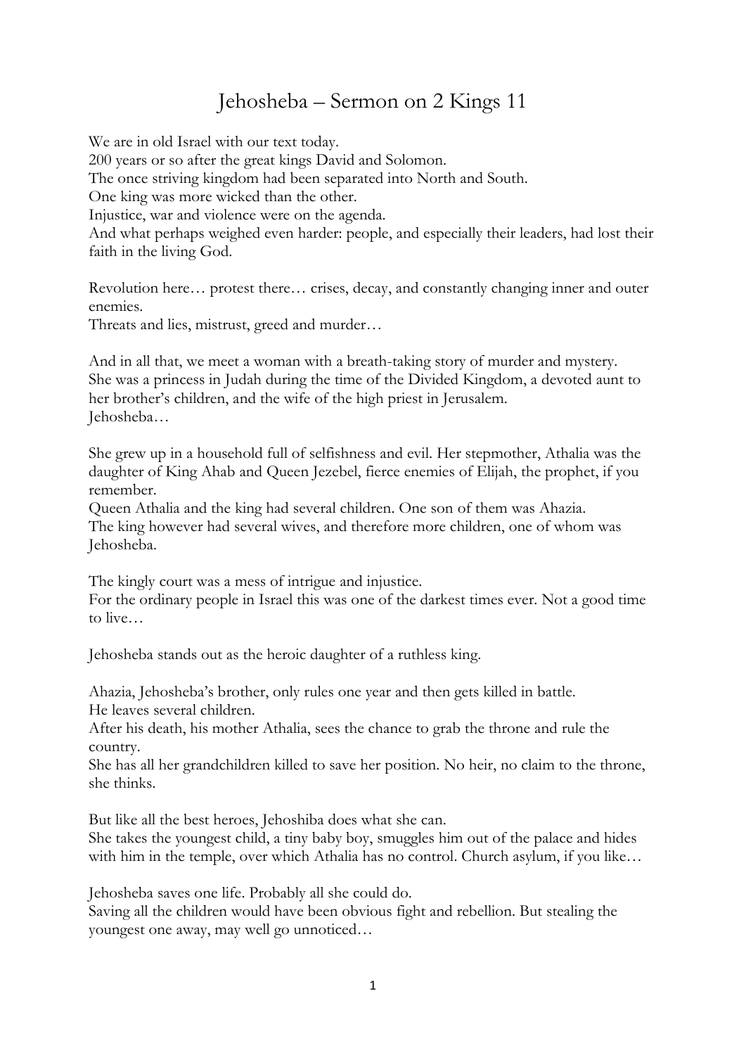# Jehosheba – Sermon on 2 Kings 11

We are in old Israel with our text today.
200 years or so after the great kings David and Solomon.
The once striving kingdom had been separated into North and South.
One king was more wicked than the other.
Injustice, war and violence were on the agenda.
And what perhaps weighed even harder: people, and especially their leaders, had lost their faith in the living God.

Revolution here… protest there… crises, decay, and constantly changing inner and outer enemies.
Threats and lies, mistrust, greed and murder…

And in all that, we meet a woman with a breath-taking story of murder and mystery.
She was a princess in Judah during the time of the Divided Kingdom, a devoted aunt to her brother's children, and the wife of the high priest in Jerusalem.
Jehosheba…

She grew up in a household full of selfishness and evil. Her stepmother, Athalia was the daughter of King Ahab and Queen Jezebel, fierce enemies of Elijah, the prophet, if you remember.
Queen Athalia and the king had several children. One son of them was Ahazia.
The king however had several wives, and therefore more children, one of whom was Jehosheba.

The kingly court was a mess of intrigue and injustice.
For the ordinary people in Israel this was one of the darkest times ever. Not a good time to live…

Jehosheba stands out as the heroic daughter of a ruthless king.

Ahazia, Jehosheba's brother, only rules one year and then gets killed in battle.
He leaves several children.
After his death, his mother Athalia, sees the chance to grab the throne and rule the country.
She has all her grandchildren killed to save her position. No heir, no claim to the throne, she thinks.

But like all the best heroes, Jehoshiba does what she can.
She takes the youngest child, a tiny baby boy, smuggles him out of the palace and hides with him in the temple, over which Athalia has no control. Church asylum, if you like…

Jehosheba saves one life. Probably all she could do.
Saving all the children would have been obvious fight and rebellion. But stealing the youngest one away, may well go unnoticed…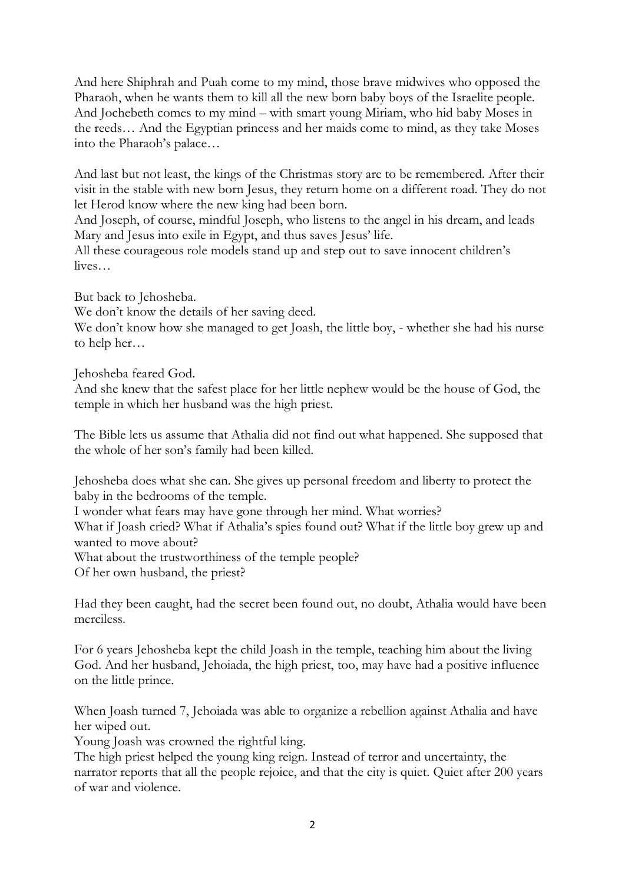And here Shiphrah and Puah come to my mind, those brave midwives who opposed the Pharaoh, when he wants them to kill all the new born baby boys of the Israelite people. And Jochebeth comes to my mind – with smart young Miriam, who hid baby Moses in the reeds… And the Egyptian princess and her maids come to mind, as they take Moses into the Pharaoh's palace…

And last but not least, the kings of the Christmas story are to be remembered. After their visit in the stable with new born Jesus, they return home on a different road. They do not let Herod know where the new king had been born.
And Joseph, of course, mindful Joseph, who listens to the angel in his dream, and leads Mary and Jesus into exile in Egypt, and thus saves Jesus' life.
All these courageous role models stand up and step out to save innocent children's lives…

But back to Jehosheba.
We don't know the details of her saving deed.
We don't know how she managed to get Joash, the little boy, - whether she had his nurse to help her…

Jehosheba feared God.
And she knew that the safest place for her little nephew would be the house of God, the temple in which her husband was the high priest.

The Bible lets us assume that Athalia did not find out what happened. She supposed that the whole of her son's family had been killed.

Jehosheba does what she can. She gives up personal freedom and liberty to protect the baby in the bedrooms of the temple.
I wonder what fears may have gone through her mind. What worries?
What if Joash cried? What if Athalia's spies found out? What if the little boy grew up and wanted to move about?
What about the trustworthiness of the temple people?
Of her own husband, the priest?

Had they been caught, had the secret been found out, no doubt, Athalia would have been merciless.

For 6 years Jehosheba kept the child Joash in the temple, teaching him about the living God. And her husband, Jehoiada, the high priest, too, may have had a positive influence on the little prince.

When Joash turned 7, Jehoiada was able to organize a rebellion against Athalia and have her wiped out.
Young Joash was crowned the rightful king.
The high priest helped the young king reign. Instead of terror and uncertainty, the narrator reports that all the people rejoice, and that the city is quiet. Quiet after 200 years of war and violence.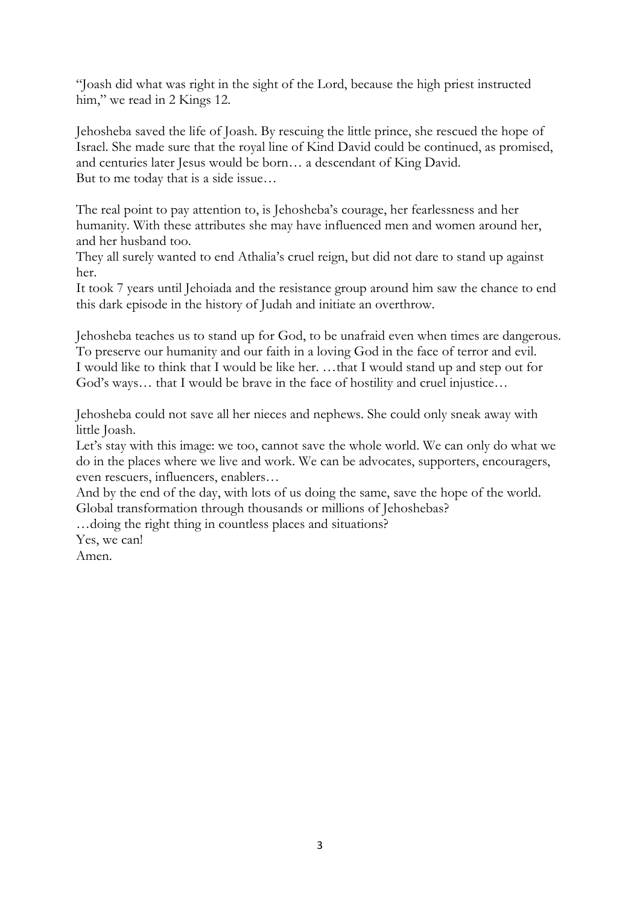"Joash did what was right in the sight of the Lord, because the high priest instructed him," we read in 2 Kings 12.

Jehosheba saved the life of Joash. By rescuing the little prince, she rescued the hope of Israel. She made sure that the royal line of Kind David could be continued, as promised, and centuries later Jesus would be born… a descendant of King David.
But to me today that is a side issue…

The real point to pay attention to, is Jehosheba's courage, her fearlessness and her humanity. With these attributes she may have influenced men and women around her, and her husband too.
They all surely wanted to end Athalia's cruel reign, but did not dare to stand up against her.
It took 7 years until Jehoiada and the resistance group around him saw the chance to end this dark episode in the history of Judah and initiate an overthrow.

Jehosheba teaches us to stand up for God, to be unafraid even when times are dangerous. To preserve our humanity and our faith in a loving God in the face of terror and evil.
I would like to think that I would be like her. …that I would stand up and step out for God's ways… that I would be brave in the face of hostility and cruel injustice…

Jehosheba could not save all her nieces and nephews. She could only sneak away with little Joash.
Let's stay with this image: we too, cannot save the whole world. We can only do what we do in the places where we live and work. We can be advocates, supporters, encouragers, even rescuers, influencers, enablers…
And by the end of the day, with lots of us doing the same, save the hope of the world.
Global transformation through thousands or millions of Jehoshebas?
…doing the right thing in countless places and situations?
Yes, we can!
Amen.